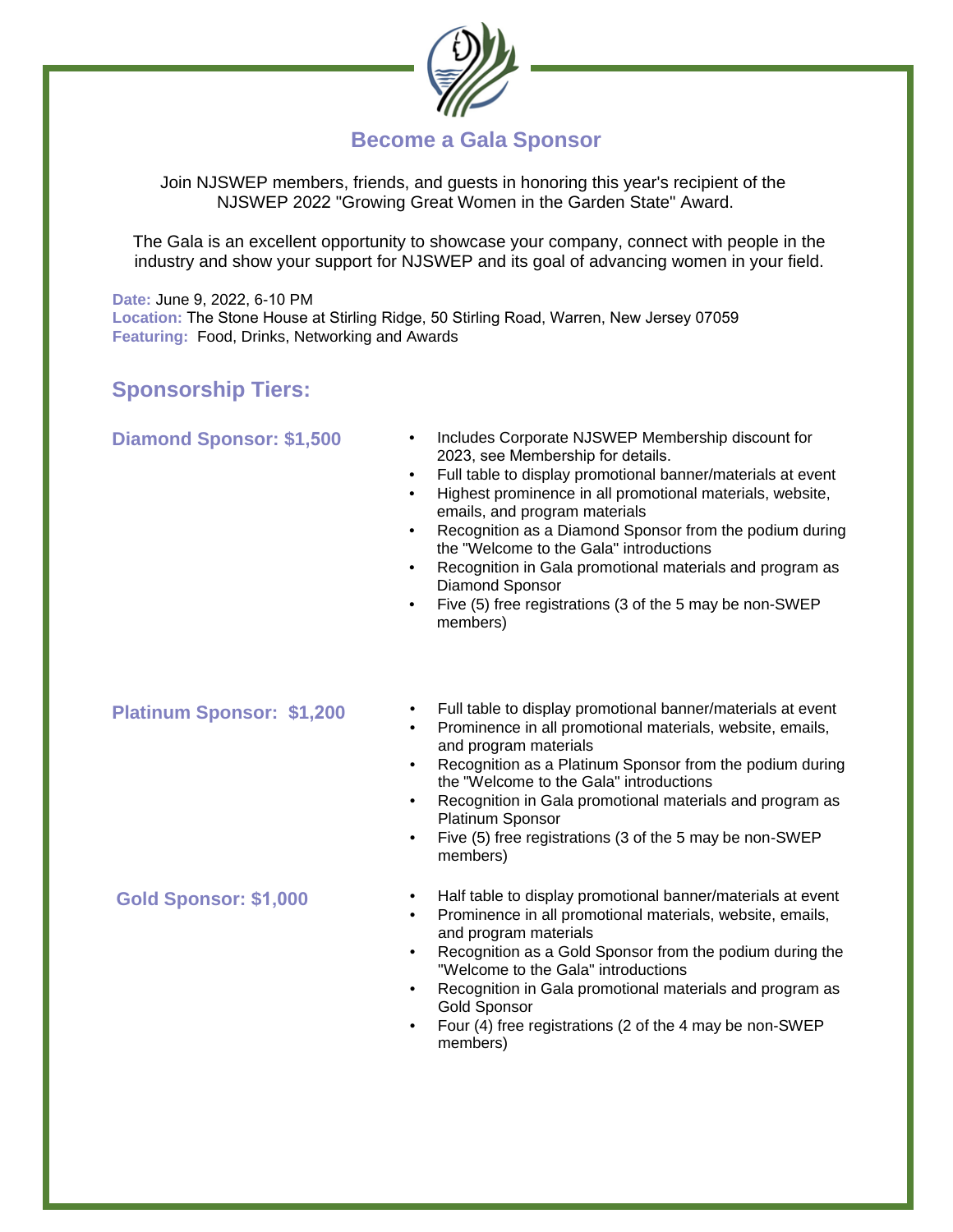# Become a Gala Sponsor

Join NJSWEP members, friends, and guests in honoring this year's recipient of the NJSWEP 2022 "Growing Great Women in the Garden State" Award.

The Gala is an excellent opportunity to showcase your company, connect with people in the industry and show your support for NJSWEP and its goal of advancing women in your field.

**Date:** June 9, 2022, 6-10 PM
**Location:** The Stone House at Stirling Ridge, 50 Stirling Road, Warren, New Jersey 07059
**Featuring:** Food, Drinks, Networking and Awards

## Sponsorship Tiers:

### Diamond Sponsor: $1,500

- Includes Corporate NJSWEP Membership discount for 2023, see Membership for details.
- Full table to display promotional banner/materials at event
- Highest prominence in all promotional materials, website, emails, and program materials
- Recognition as a Diamond Sponsor from the podium during the "Welcome to the Gala" introductions
- Recognition in Gala promotional materials and program as Diamond Sponsor
- Five (5) free registrations (3 of the 5 may be non-SWEP members)

### Platinum Sponsor: $1,200

- Full table to display promotional banner/materials at event
- Prominence in all promotional materials, website, emails, and program materials
- Recognition as a Platinum Sponsor from the podium during the "Welcome to the Gala" introductions
- Recognition in Gala promotional materials and program as Platinum Sponsor
- Five (5) free registrations (3 of the 5 may be non-SWEP members)

### Gold Sponsor: $1,000

- Half table to display promotional banner/materials at event
- Prominence in all promotional materials, website, emails, and program materials
- Recognition as a Gold Sponsor from the podium during the "Welcome to the Gala" introductions
- Recognition in Gala promotional materials and program as Gold Sponsor
- Four (4) free registrations (2 of the 4 may be non-SWEP members)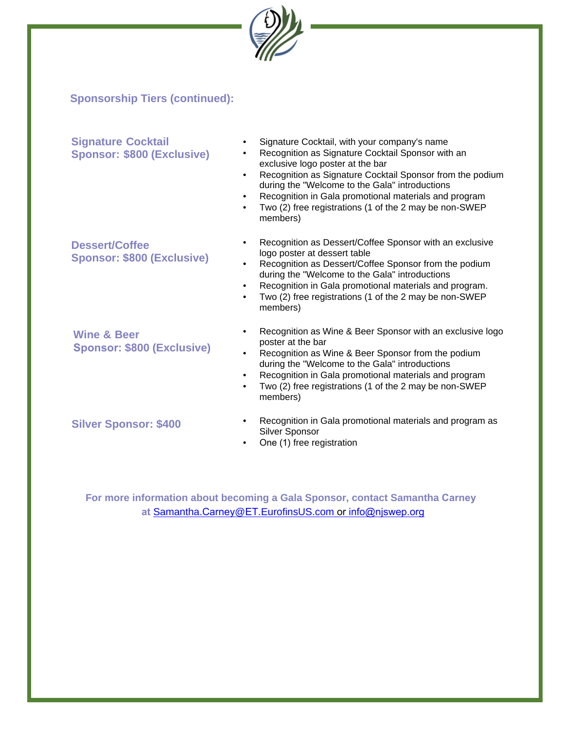## Sponsorship Tiers (continued):

**Signature Cocktail Sponsor: $800 (Exclusive)**

- Signature Cocktail, with your company's name
- Recognition as Signature Cocktail Sponsor with an exclusive logo poster at the bar
- Recognition as Signature Cocktail Sponsor from the podium during the "Welcome to the Gala" introductions
- Recognition in Gala promotional materials and program
- Two (2) free registrations (1 of the 2 may be non-SWEP members)

**Dessert/Coffee Sponsor: $800 (Exclusive)**

- Recognition as Dessert/Coffee Sponsor with an exclusive logo poster at dessert table
- Recognition as Dessert/Coffee Sponsor from the podium during the "Welcome to the Gala" introductions
- Recognition in Gala promotional materials and program.
- Two (2) free registrations (1 of the 2 may be non-SWEP members)

**Wine & Beer Sponsor: $800 (Exclusive)**

- Recognition as Wine & Beer Sponsor with an exclusive logo poster at the bar
- Recognition as Wine & Beer Sponsor from the podium during the "Welcome to the Gala" introductions
- Recognition in Gala promotional materials and program
- Two (2) free registrations (1 of the 2 may be non-SWEP members)

**Silver Sponsor: $400**

- Recognition in Gala promotional materials and program as Silver Sponsor
- One (1) free registration

**For more information about becoming a Gala Sponsor, contact Samantha Carney at** Samantha.Carney@ET.EurofinsUS.com or info@njswep.org